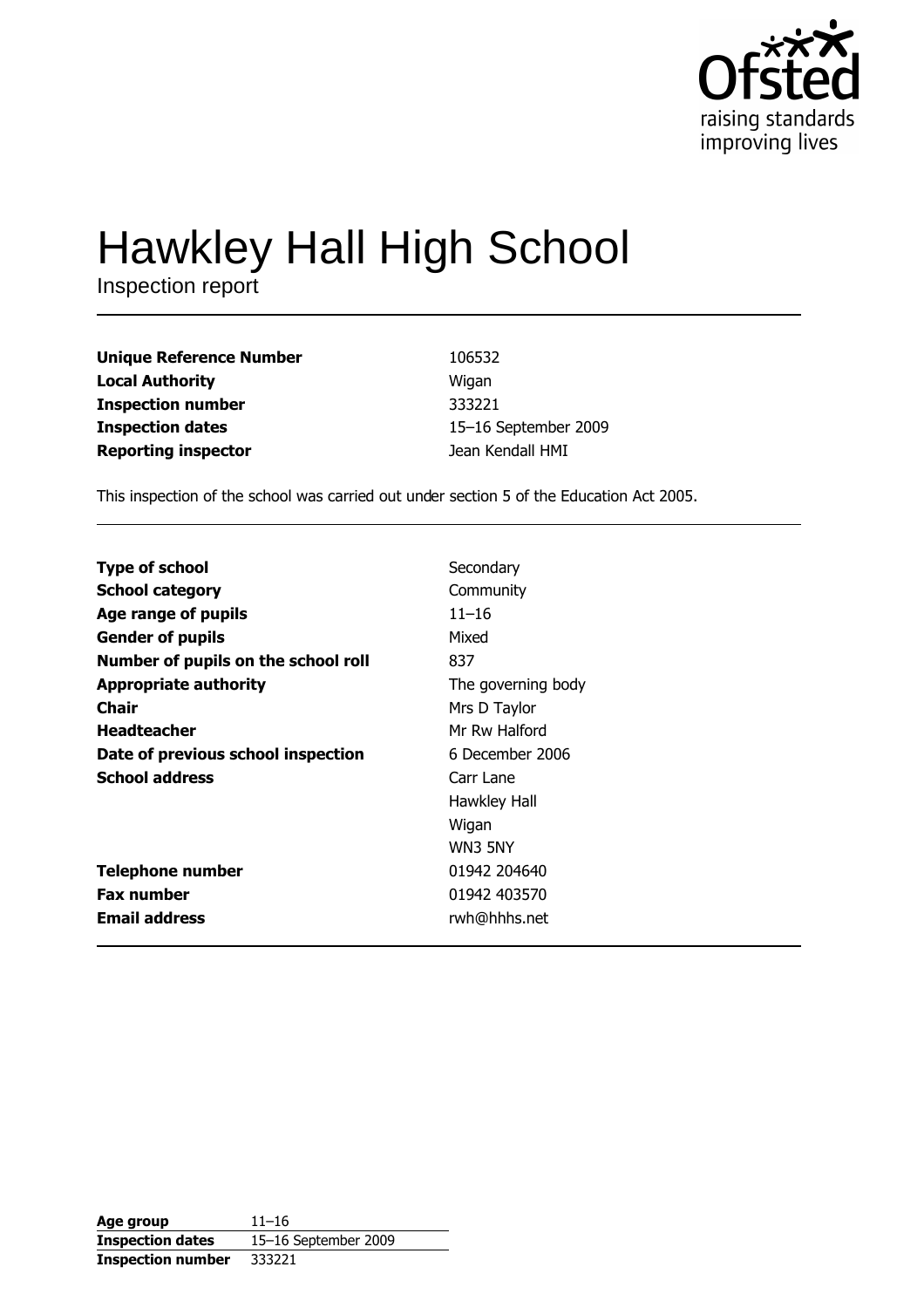Ofsted
raising standards
improving lives

# Hawkley Hall High School

Inspection report

| | |
|---|---|
| **Unique Reference Number** | 106532 |
| **Local Authority** | Wigan |
| **Inspection number** | 333221 |
| **Inspection dates** | 15–16 September 2009 |
| **Reporting inspector** | Jean Kendall HMI |

This inspection of the school was carried out under section 5 of the Education Act 2005.

| | |
|---|---|
| **Type of school** | Secondary |
| **School category** | Community |
| **Age range of pupils** | 11–16 |
| **Gender of pupils** | Mixed |
| **Number of pupils on the school roll** | 837 |
| **Appropriate authority** | The governing body |
| **Chair** | Mrs D Taylor |
| **Headteacher** | Mr Rw Halford |
| **Date of previous school inspection** | 6 December 2006 |
| **School address** | Carr Lane<br>Hawkley Hall<br>Wigan<br>WN3 5NY |
| **Telephone number** | 01942 204640 |
| **Fax number** | 01942 403570 |
| **Email address** | rwh@hhhs.net |

| | |
|---|---|
| **Age group** | 11–16 |
| **Inspection dates** | 15–16 September 2009 |
| **Inspection number** | 333221 |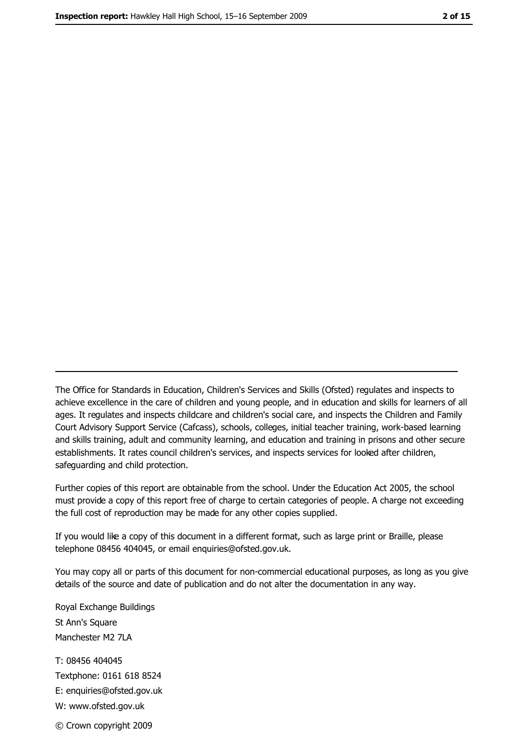---

The Office for Standards in Education, Children's Services and Skills (Ofsted) regulates and inspects to achieve excellence in the care of children and young people, and in education and skills for learners of all ages. It regulates and inspects childcare and children's social care, and inspects the Children and Family Court Advisory Support Service (Cafcass), schools, colleges, initial teacher training, work-based learning and skills training, adult and community learning, and education and training in prisons and other secure establishments. It rates council children's services, and inspects services for looked after children, safeguarding and child protection.

Further copies of this report are obtainable from the school. Under the Education Act 2005, the school must provide a copy of this report free of charge to certain categories of people. A charge not exceeding the full cost of reproduction may be made for any other copies supplied.

If you would like a copy of this document in a different format, such as large print or Braille, please telephone 08456 404045, or email enquiries@ofsted.gov.uk.

You may copy all or parts of this document for non-commercial educational purposes, as long as you give details of the source and date of publication and do not alter the documentation in any way.

Royal Exchange Buildings
St Ann's Square
Manchester M2 7LA

T: 08456 404045
Textphone: 0161 618 8524
E: enquiries@ofsted.gov.uk
W: www.ofsted.gov.uk

© Crown copyright 2009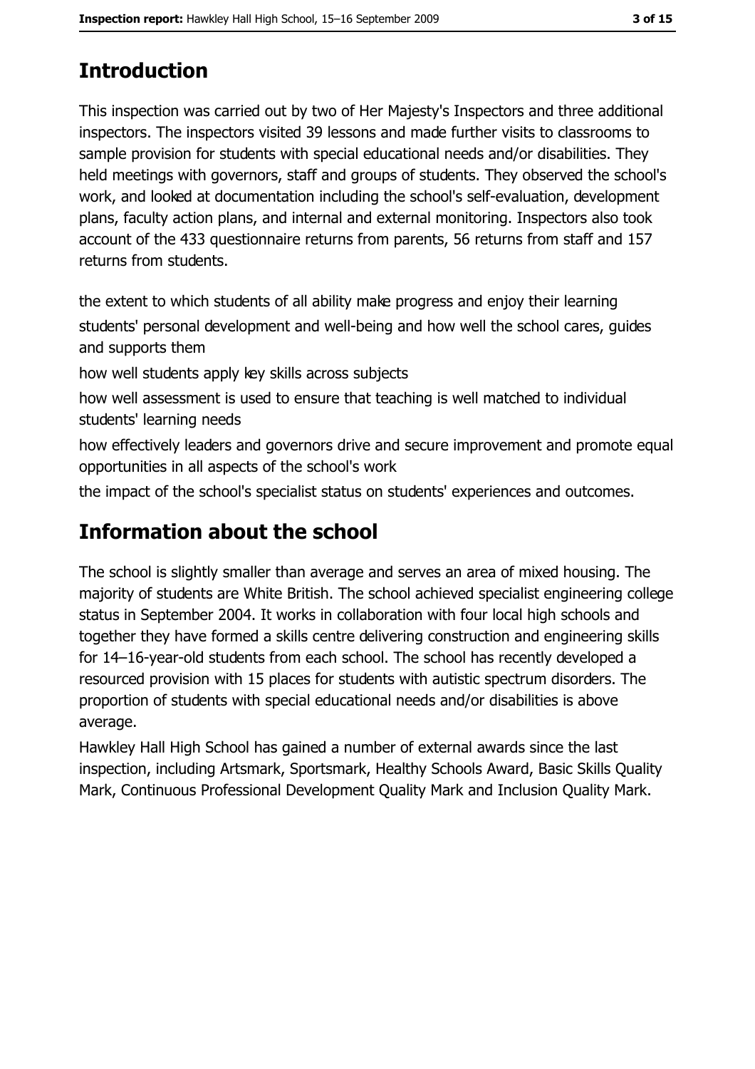## Introduction

This inspection was carried out by two of Her Majesty's Inspectors and three additional inspectors. The inspectors visited 39 lessons and made further visits to classrooms to sample provision for students with special educational needs and/or disabilities. They held meetings with governors, staff and groups of students. They observed the school's work, and looked at documentation including the school's self-evaluation, development plans, faculty action plans, and internal and external monitoring. Inspectors also took account of the 433 questionnaire returns from parents, 56 returns from staff and 157 returns from students.

the extent to which students of all ability make progress and enjoy their learning

students' personal development and well-being and how well the school cares, guides and supports them

how well students apply key skills across subjects

how well assessment is used to ensure that teaching is well matched to individual students' learning needs

how effectively leaders and governors drive and secure improvement and promote equal opportunities in all aspects of the school's work

the impact of the school's specialist status on students' experiences and outcomes.

## Information about the school

The school is slightly smaller than average and serves an area of mixed housing. The majority of students are White British. The school achieved specialist engineering college status in September 2004. It works in collaboration with four local high schools and together they have formed a skills centre delivering construction and engineering skills for 14–16-year-old students from each school. The school has recently developed a resourced provision with 15 places for students with autistic spectrum disorders. The proportion of students with special educational needs and/or disabilities is above average.

Hawkley Hall High School has gained a number of external awards since the last inspection, including Artsmark, Sportsmark, Healthy Schools Award, Basic Skills Quality Mark, Continuous Professional Development Quality Mark and Inclusion Quality Mark.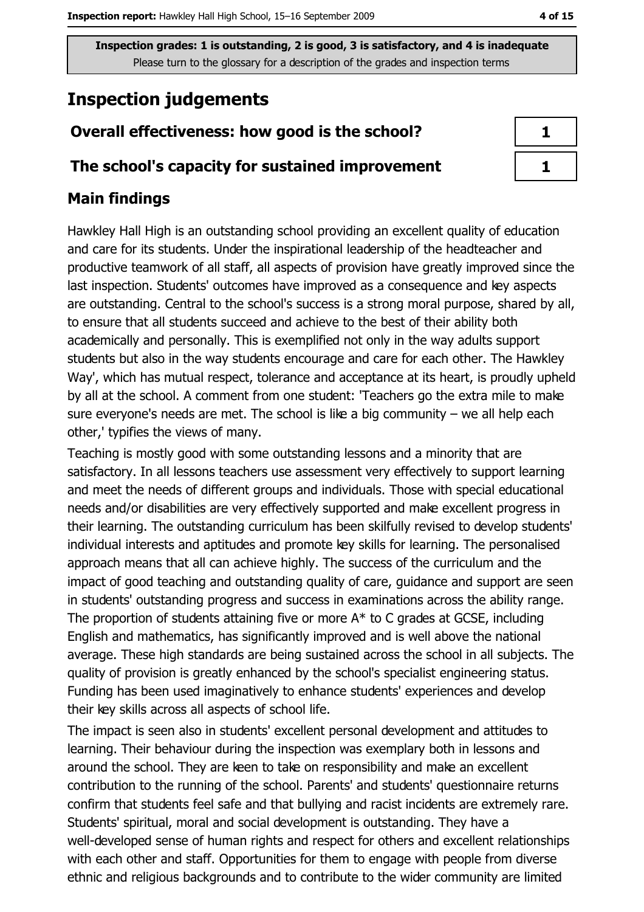**Inspection grades: 1 is outstanding, 2 is good, 3 is satisfactory, and 4 is inadequate**
Please turn to the glossary for a description of the grades and inspection terms

# Inspection judgements

| | |
|---|---|
| **Overall effectiveness: how good is the school?** | 1 |
| **The school's capacity for sustained improvement** | 1 |

## Main findings

Hawkley Hall High is an outstanding school providing an excellent quality of education and care for its students. Under the inspirational leadership of the headteacher and productive teamwork of all staff, all aspects of provision have greatly improved since the last inspection. Students' outcomes have improved as a consequence and key aspects are outstanding. Central to the school's success is a strong moral purpose, shared by all, to ensure that all students succeed and achieve to the best of their ability both academically and personally. This is exemplified not only in the way adults support students but also in the way students encourage and care for each other. The Hawkley Way', which has mutual respect, tolerance and acceptance at its heart, is proudly upheld by all at the school. A comment from one student: 'Teachers go the extra mile to make sure everyone's needs are met. The school is like a big community – we all help each other,' typifies the views of many.

Teaching is mostly good with some outstanding lessons and a minority that are satisfactory. In all lessons teachers use assessment very effectively to support learning and meet the needs of different groups and individuals. Those with special educational needs and/or disabilities are very effectively supported and make excellent progress in their learning. The outstanding curriculum has been skilfully revised to develop students' individual interests and aptitudes and promote key skills for learning. The personalised approach means that all can achieve highly. The success of the curriculum and the impact of good teaching and outstanding quality of care, guidance and support are seen in students' outstanding progress and success in examinations across the ability range. The proportion of students attaining five or more A* to C grades at GCSE, including English and mathematics, has significantly improved and is well above the national average. These high standards are being sustained across the school in all subjects. The quality of provision is greatly enhanced by the school's specialist engineering status. Funding has been used imaginatively to enhance students' experiences and develop their key skills across all aspects of school life.

The impact is seen also in students' excellent personal development and attitudes to learning. Their behaviour during the inspection was exemplary both in lessons and around the school. They are keen to take on responsibility and make an excellent contribution to the running of the school. Parents' and students' questionnaire returns confirm that students feel safe and that bullying and racist incidents are extremely rare. Students' spiritual, moral and social development is outstanding. They have a well-developed sense of human rights and respect for others and excellent relationships with each other and staff. Opportunities for them to engage with people from diverse ethnic and religious backgrounds and to contribute to the wider community are limited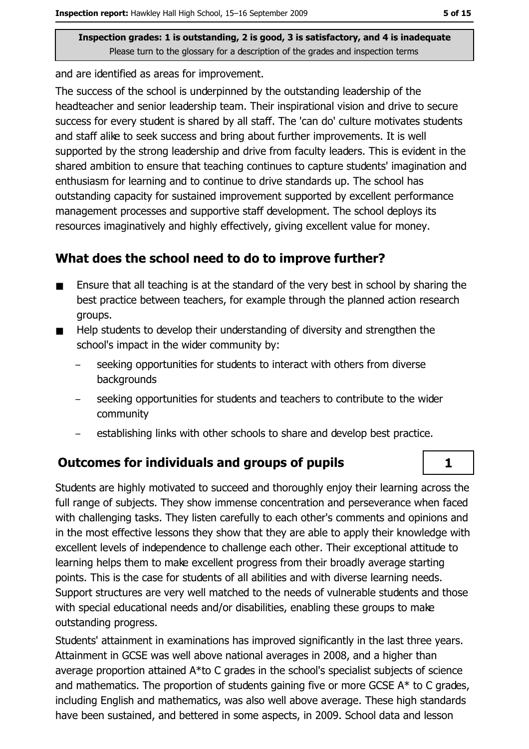Inspection grades: 1 is outstanding, 2 is good, 3 is satisfactory, and 4 is inadequate
Please turn to the glossary for a description of the grades and inspection terms

and are identified as areas for improvement.

The success of the school is underpinned by the outstanding leadership of the headteacher and senior leadership team. Their inspirational vision and drive to secure success for every student is shared by all staff. The 'can do' culture motivates students and staff alike to seek success and bring about further improvements. It is well supported by the strong leadership and drive from faculty leaders. This is evident in the shared ambition to ensure that teaching continues to capture students' imagination and enthusiasm for learning and to continue to drive standards up. The school has outstanding capacity for sustained improvement supported by excellent performance management processes and supportive staff development. The school deploys its resources imaginatively and highly effectively, giving excellent value for money.

## What does the school need to do to improve further?

- Ensure that all teaching is at the standard of the very best in school by sharing the best practice between teachers, for example through the planned action research groups.
- Help students to develop their understanding of diversity and strengthen the school's impact in the wider community by:
  - seeking opportunities for students to interact with others from diverse backgrounds
  - seeking opportunities for students and teachers to contribute to the wider community
  - establishing links with other schools to share and develop best practice.

## Outcomes for individuals and groups of pupils

**1**

Students are highly motivated to succeed and thoroughly enjoy their learning across the full range of subjects. They show immense concentration and perseverance when faced with challenging tasks. They listen carefully to each other's comments and opinions and in the most effective lessons they show that they are able to apply their knowledge with excellent levels of independence to challenge each other. Their exceptional attitude to learning helps them to make excellent progress from their broadly average starting points. This is the case for students of all abilities and with diverse learning needs. Support structures are very well matched to the needs of vulnerable students and those with special educational needs and/or disabilities, enabling these groups to make outstanding progress.

Students' attainment in examinations has improved significantly in the last three years. Attainment in GCSE was well above national averages in 2008, and a higher than average proportion attained A*to C grades in the school's specialist subjects of science and mathematics. The proportion of students gaining five or more GCSE A* to C grades, including English and mathematics, was also well above average. These high standards have been sustained, and bettered in some aspects, in 2009. School data and lesson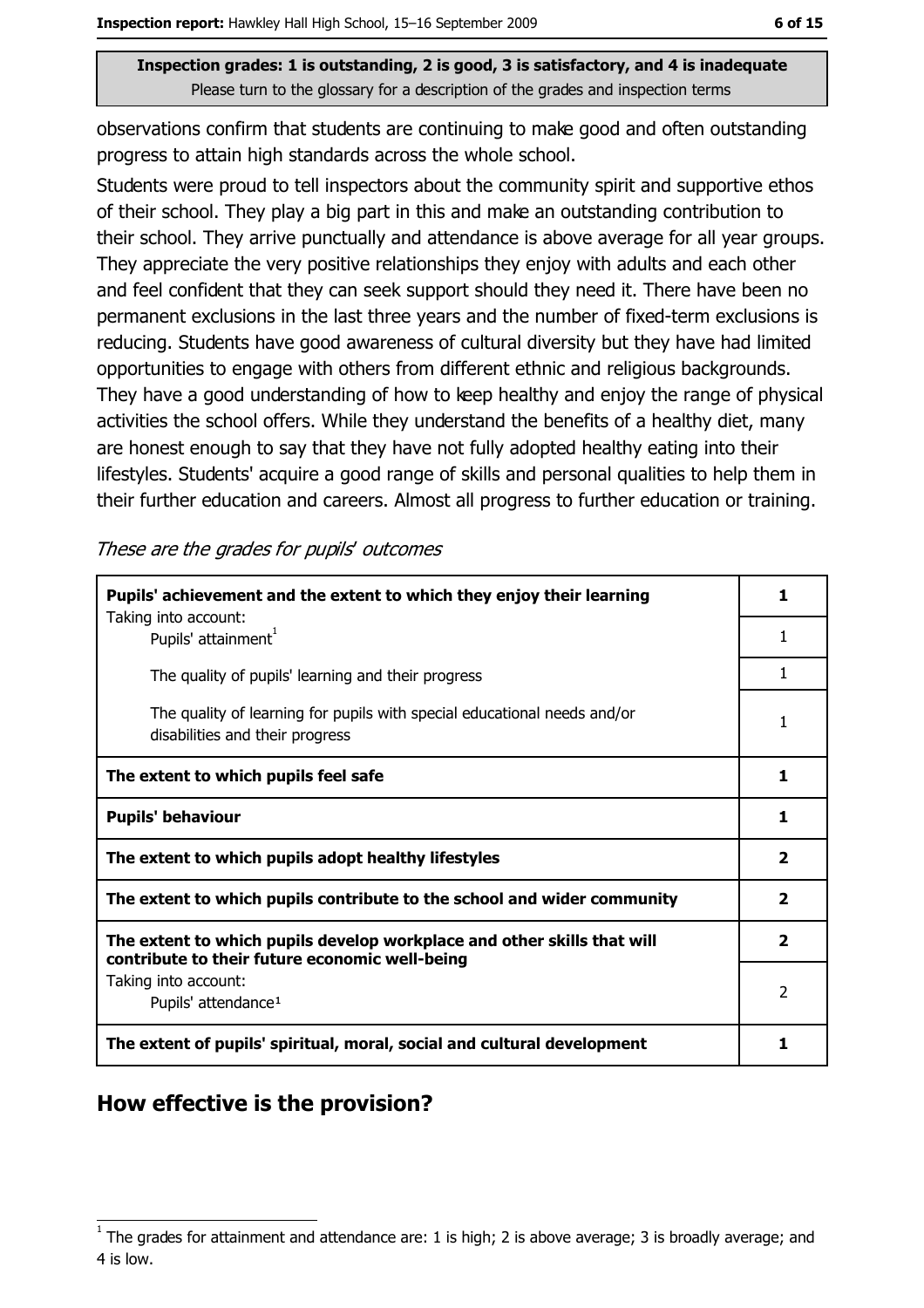Inspection grades: 1 is outstanding, 2 is good, 3 is satisfactory, and 4 is inadequate
Please turn to the glossary for a description of the grades and inspection terms

observations confirm that students are continuing to make good and often outstanding progress to attain high standards across the whole school.

Students were proud to tell inspectors about the community spirit and supportive ethos of their school. They play a big part in this and make an outstanding contribution to their school. They arrive punctually and attendance is above average for all year groups. They appreciate the very positive relationships they enjoy with adults and each other and feel confident that they can seek support should they need it. There have been no permanent exclusions in the last three years and the number of fixed-term exclusions is reducing. Students have good awareness of cultural diversity but they have had limited opportunities to engage with others from different ethnic and religious backgrounds. They have a good understanding of how to keep healthy and enjoy the range of physical activities the school offers. While they understand the benefits of a healthy diet, many are honest enough to say that they have not fully adopted healthy eating into their lifestyles. Students' acquire a good range of skills and personal qualities to help them in their further education and careers. Almost all progress to further education or training.

*These are the grades for pupils' outcomes*

| | |
|---|---|
| **Pupils' achievement and the extent to which they enjoy their learning** | **1** |
| Taking into account: Pupils' attainment[1] | 1 |
| The quality of pupils' learning and their progress | 1 |
| The quality of learning for pupils with special educational needs and/or disabilities and their progress | 1 |
| **The extent to which pupils feel safe** | **1** |
| **Pupils' behaviour** | **1** |
| **The extent to which pupils adopt healthy lifestyles** | **2** |
| **The extent to which pupils contribute to the school and wider community** | **2** |
| **The extent to which pupils develop workplace and other skills that will contribute to their future economic well-being** | **2** |
| Taking into account: Pupils' attendance[1] | 2 |
| **The extent of pupils' spiritual, moral, social and cultural development** | **1** |

## How effective is the provision?

[1] The grades for attainment and attendance are: 1 is high; 2 is above average; 3 is broadly average; and 4 is low.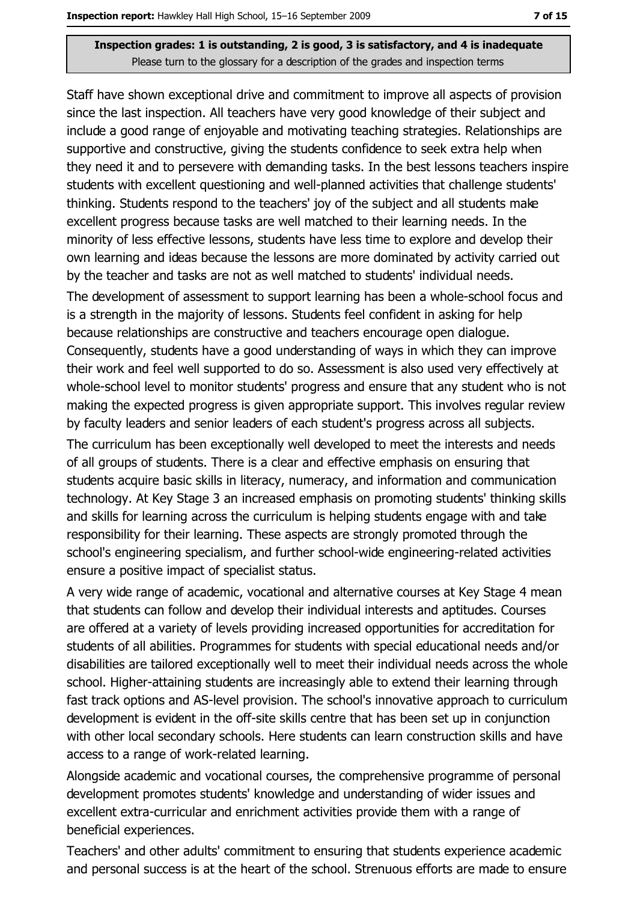**Inspection grades: 1 is outstanding, 2 is good, 3 is satisfactory, and 4 is inadequate**
Please turn to the glossary for a description of the grades and inspection terms

Staff have shown exceptional drive and commitment to improve all aspects of provision since the last inspection. All teachers have very good knowledge of their subject and include a good range of enjoyable and motivating teaching strategies. Relationships are supportive and constructive, giving the students confidence to seek extra help when they need it and to persevere with demanding tasks. In the best lessons teachers inspire students with excellent questioning and well-planned activities that challenge students' thinking. Students respond to the teachers' joy of the subject and all students make excellent progress because tasks are well matched to their learning needs. In the minority of less effective lessons, students have less time to explore and develop their own learning and ideas because the lessons are more dominated by activity carried out by the teacher and tasks are not as well matched to students' individual needs.

The development of assessment to support learning has been a whole-school focus and is a strength in the majority of lessons. Students feel confident in asking for help because relationships are constructive and teachers encourage open dialogue. Consequently, students have a good understanding of ways in which they can improve their work and feel well supported to do so. Assessment is also used very effectively at whole-school level to monitor students' progress and ensure that any student who is not making the expected progress is given appropriate support. This involves regular review by faculty leaders and senior leaders of each student's progress across all subjects.

The curriculum has been exceptionally well developed to meet the interests and needs of all groups of students. There is a clear and effective emphasis on ensuring that students acquire basic skills in literacy, numeracy, and information and communication technology. At Key Stage 3 an increased emphasis on promoting students' thinking skills and skills for learning across the curriculum is helping students engage with and take responsibility for their learning. These aspects are strongly promoted through the school's engineering specialism, and further school-wide engineering-related activities ensure a positive impact of specialist status.

A very wide range of academic, vocational and alternative courses at Key Stage 4 mean that students can follow and develop their individual interests and aptitudes. Courses are offered at a variety of levels providing increased opportunities for accreditation for students of all abilities. Programmes for students with special educational needs and/or disabilities are tailored exceptionally well to meet their individual needs across the whole school. Higher-attaining students are increasingly able to extend their learning through fast track options and AS-level provision. The school's innovative approach to curriculum development is evident in the off-site skills centre that has been set up in conjunction with other local secondary schools. Here students can learn construction skills and have access to a range of work-related learning.

Alongside academic and vocational courses, the comprehensive programme of personal development promotes students' knowledge and understanding of wider issues and excellent extra-curricular and enrichment activities provide them with a range of beneficial experiences.

Teachers' and other adults' commitment to ensuring that students experience academic and personal success is at the heart of the school. Strenuous efforts are made to ensure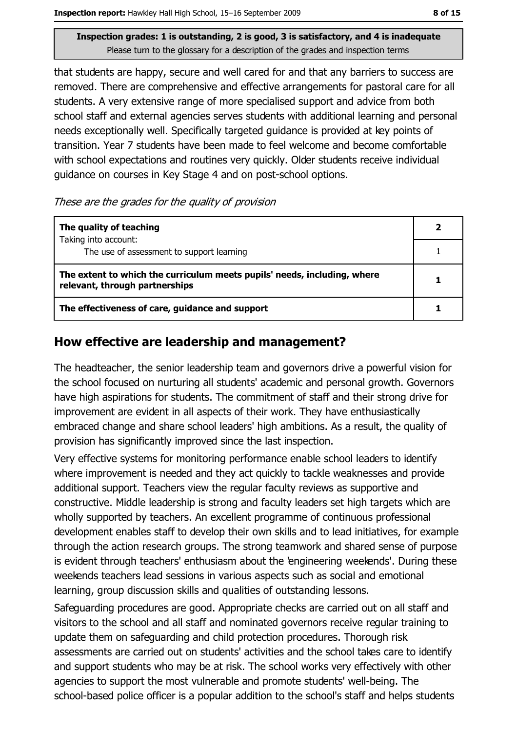**Inspection grades: 1 is outstanding, 2 is good, 3 is satisfactory, and 4 is inadequate**
Please turn to the glossary for a description of the grades and inspection terms

that students are happy, secure and well cared for and that any barriers to success are removed. There are comprehensive and effective arrangements for pastoral care for all students. A very extensive range of more specialised support and advice from both school staff and external agencies serves students with additional learning and personal needs exceptionally well. Specifically targeted guidance is provided at key points of transition. Year 7 students have been made to feel welcome and become comfortable with school expectations and routines very quickly. Older students receive individual guidance on courses in Key Stage 4 and on post-school options.

*These are the grades for the quality of provision*

| | |
|---|---|
| **The quality of teaching**<br>Taking into account: | **2** |
| The use of assessment to support learning | 1 |
| **The extent to which the curriculum meets pupils' needs, including, where relevant, through partnerships** | **1** |
| **The effectiveness of care, guidance and support** | **1** |

## How effective are leadership and management?

The headteacher, the senior leadership team and governors drive a powerful vision for the school focused on nurturing all students' academic and personal growth. Governors have high aspirations for students. The commitment of staff and their strong drive for improvement are evident in all aspects of their work. They have enthusiastically embraced change and share school leaders' high ambitions. As a result, the quality of provision has significantly improved since the last inspection.

Very effective systems for monitoring performance enable school leaders to identify where improvement is needed and they act quickly to tackle weaknesses and provide additional support. Teachers view the regular faculty reviews as supportive and constructive. Middle leadership is strong and faculty leaders set high targets which are wholly supported by teachers. An excellent programme of continuous professional development enables staff to develop their own skills and to lead initiatives, for example through the action research groups. The strong teamwork and shared sense of purpose is evident through teachers' enthusiasm about the 'engineering weekends'. During these weekends teachers lead sessions in various aspects such as social and emotional learning, group discussion skills and qualities of outstanding lessons.

Safeguarding procedures are good. Appropriate checks are carried out on all staff and visitors to the school and all staff and nominated governors receive regular training to update them on safeguarding and child protection procedures. Thorough risk assessments are carried out on students' activities and the school takes care to identify and support students who may be at risk. The school works very effectively with other agencies to support the most vulnerable and promote students' well-being. The school-based police officer is a popular addition to the school's staff and helps students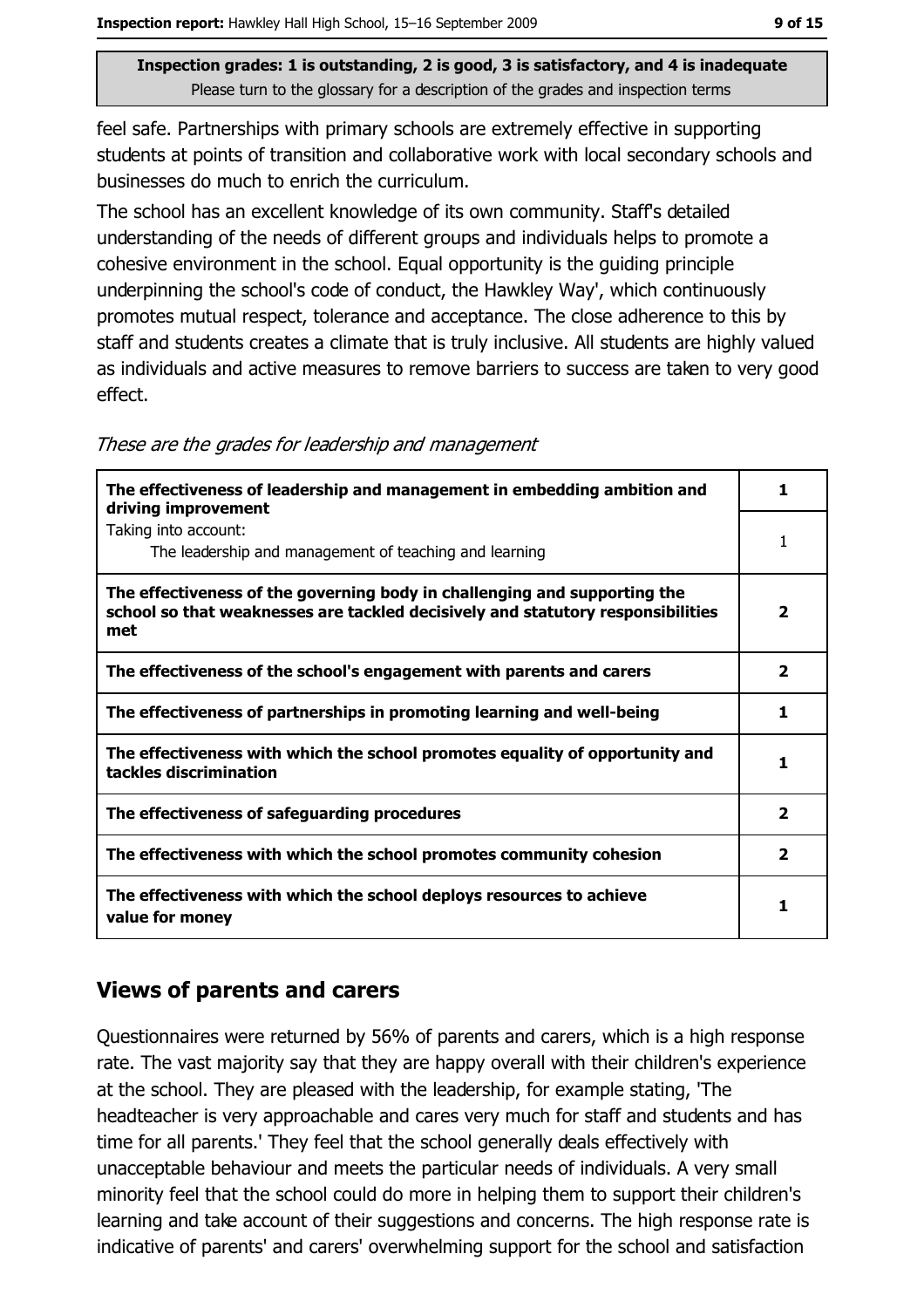Inspection grades: 1 is outstanding, 2 is good, 3 is satisfactory, and 4 is inadequate
Please turn to the glossary for a description of the grades and inspection terms

feel safe. Partnerships with primary schools are extremely effective in supporting students at points of transition and collaborative work with local secondary schools and businesses do much to enrich the curriculum.

The school has an excellent knowledge of its own community. Staff's detailed understanding of the needs of different groups and individuals helps to promote a cohesive environment in the school. Equal opportunity is the guiding principle underpinning the school's code of conduct, the Hawkley Way', which continuously promotes mutual respect, tolerance and acceptance. The close adherence to this by staff and students creates a climate that is truly inclusive. All students are highly valued as individuals and active measures to remove barriers to success are taken to very good effect.

*These are the grades for leadership and management*

| | |
|---|---|
| **The effectiveness of leadership and management in embedding ambition and driving improvement** | 1 |
| Taking into account: The leadership and management of teaching and learning | 1 |
| **The effectiveness of the governing body in challenging and supporting the school so that weaknesses are tackled decisively and statutory responsibilities met** | 2 |
| **The effectiveness of the school's engagement with parents and carers** | 2 |
| **The effectiveness of partnerships in promoting learning and well-being** | 1 |
| **The effectiveness with which the school promotes equality of opportunity and tackles discrimination** | 1 |
| **The effectiveness of safeguarding procedures** | 2 |
| **The effectiveness with which the school promotes community cohesion** | 2 |
| **The effectiveness with which the school deploys resources to achieve value for money** | 1 |

## Views of parents and carers

Questionnaires were returned by 56% of parents and carers, which is a high response rate. The vast majority say that they are happy overall with their children's experience at the school. They are pleased with the leadership, for example stating, 'The headteacher is very approachable and cares very much for staff and students and has time for all parents.' They feel that the school generally deals effectively with unacceptable behaviour and meets the particular needs of individuals. A very small minority feel that the school could do more in helping them to support their children's learning and take account of their suggestions and concerns. The high response rate is indicative of parents' and carers' overwhelming support for the school and satisfaction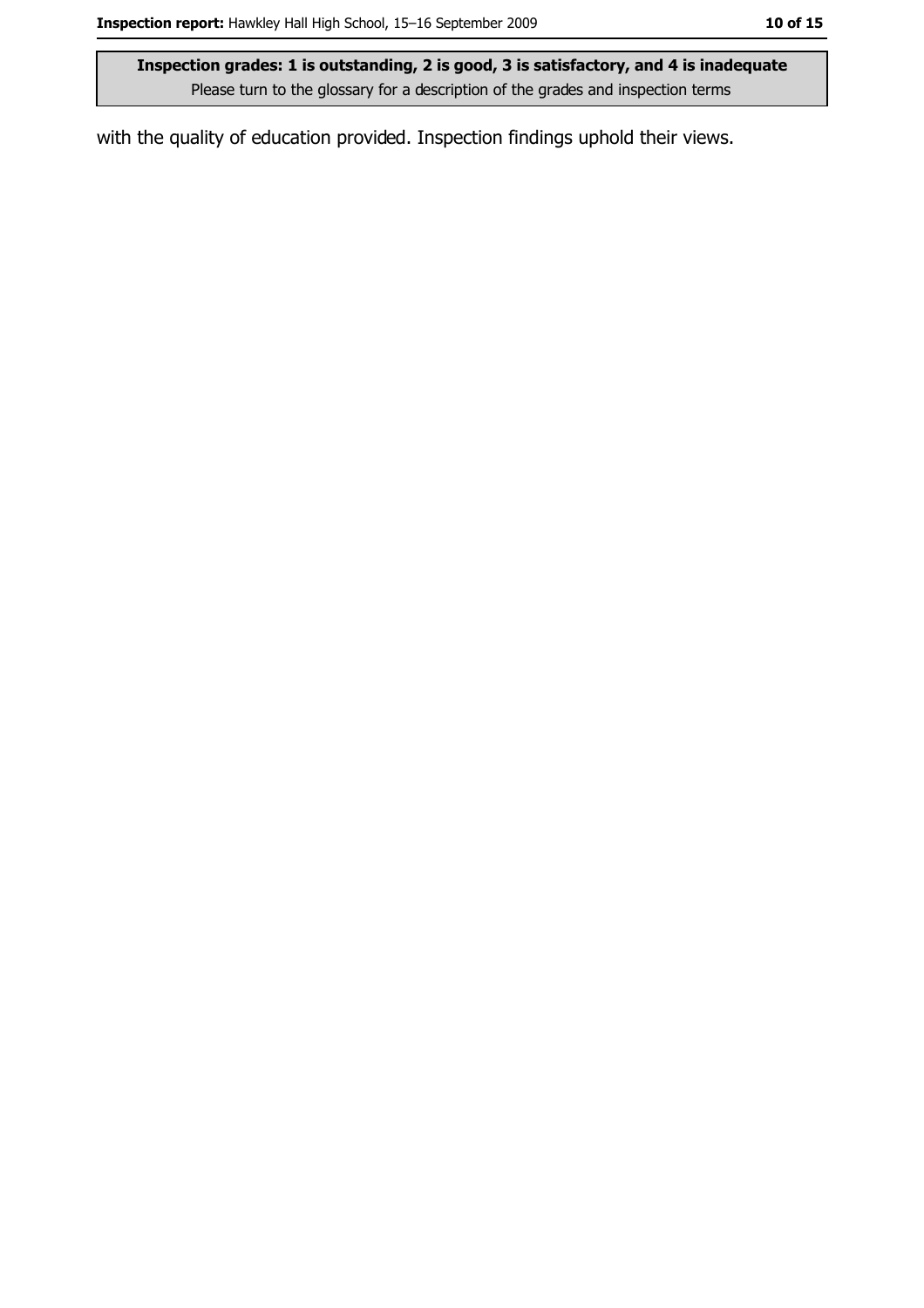with the quality of education provided. Inspection findings uphold their views.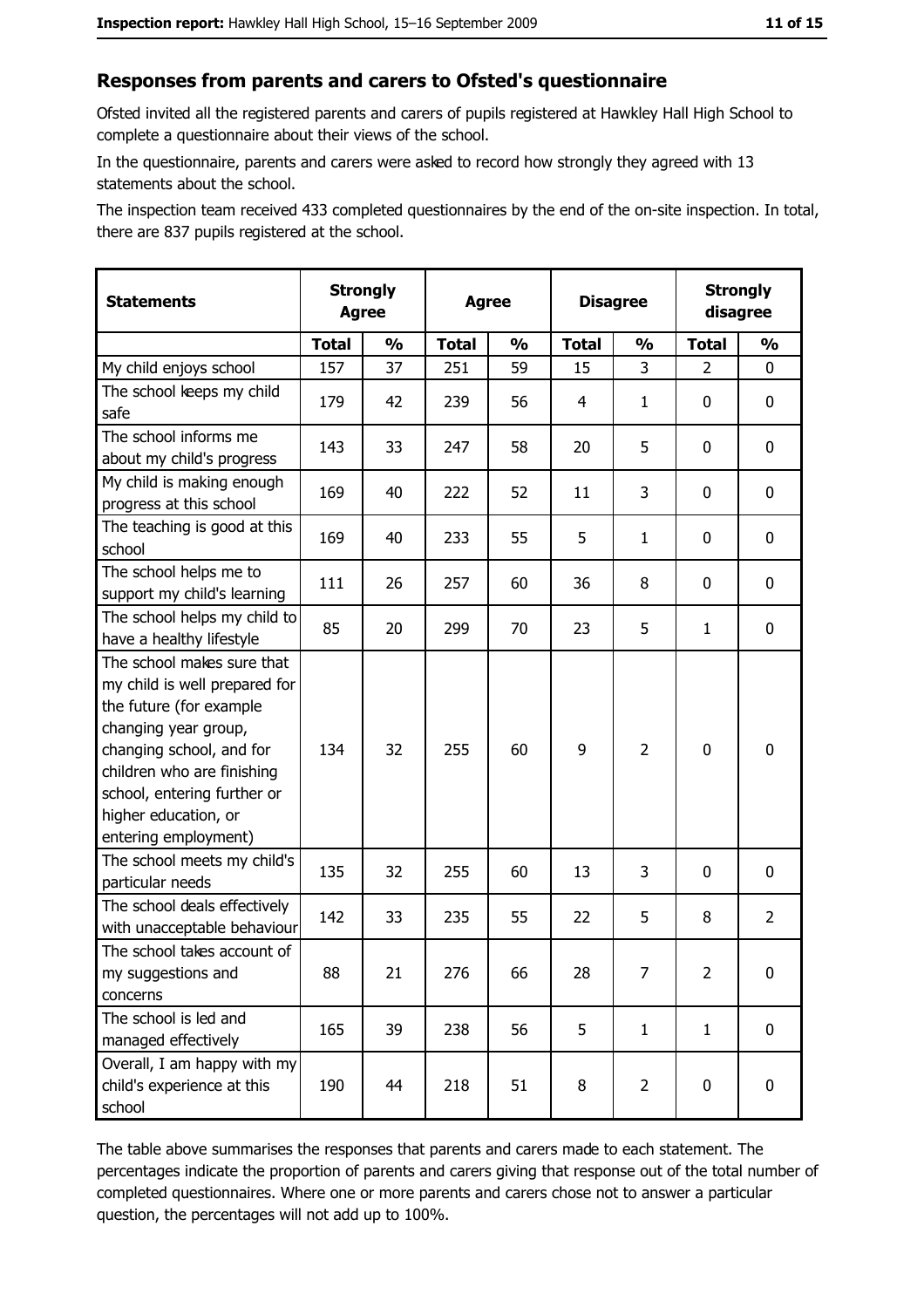## Responses from parents and carers to Ofsted's questionnaire

Ofsted invited all the registered parents and carers of pupils registered at Hawkley Hall High School to complete a questionnaire about their views of the school.

In the questionnaire, parents and carers were asked to record how strongly they agreed with 13 statements about the school.

The inspection team received 433 completed questionnaires by the end of the on-site inspection. In total, there are 837 pupils registered at the school.

| Statements | Strongly Agree | | Agree | | Disagree | | Strongly disagree | |
|---|---|---|---|---|---|---|---|---|
| | Total | % | Total | % | Total | % | Total | % |
| My child enjoys school | 157 | 37 | 251 | 59 | 15 | 3 | 2 | 0 |
| The school keeps my child safe | 179 | 42 | 239 | 56 | 4 | 1 | 0 | 0 |
| The school informs me about my child's progress | 143 | 33 | 247 | 58 | 20 | 5 | 0 | 0 |
| My child is making enough progress at this school | 169 | 40 | 222 | 52 | 11 | 3 | 0 | 0 |
| The teaching is good at this school | 169 | 40 | 233 | 55 | 5 | 1 | 0 | 0 |
| The school helps me to support my child's learning | 111 | 26 | 257 | 60 | 36 | 8 | 0 | 0 |
| The school helps my child to have a healthy lifestyle | 85 | 20 | 299 | 70 | 23 | 5 | 1 | 0 |
| The school makes sure that my child is well prepared for the future (for example changing year group, changing school, and for children who are finishing school, entering further or higher education, or entering employment) | 134 | 32 | 255 | 60 | 9 | 2 | 0 | 0 |
| The school meets my child's particular needs | 135 | 32 | 255 | 60 | 13 | 3 | 0 | 0 |
| The school deals effectively with unacceptable behaviour | 142 | 33 | 235 | 55 | 22 | 5 | 8 | 2 |
| The school takes account of my suggestions and concerns | 88 | 21 | 276 | 66 | 28 | 7 | 2 | 0 |
| The school is led and managed effectively | 165 | 39 | 238 | 56 | 5 | 1 | 1 | 0 |
| Overall, I am happy with my child's experience at this school | 190 | 44 | 218 | 51 | 8 | 2 | 0 | 0 |

The table above summarises the responses that parents and carers made to each statement. The percentages indicate the proportion of parents and carers giving that response out of the total number of completed questionnaires. Where one or more parents and carers chose not to answer a particular question, the percentages will not add up to 100%.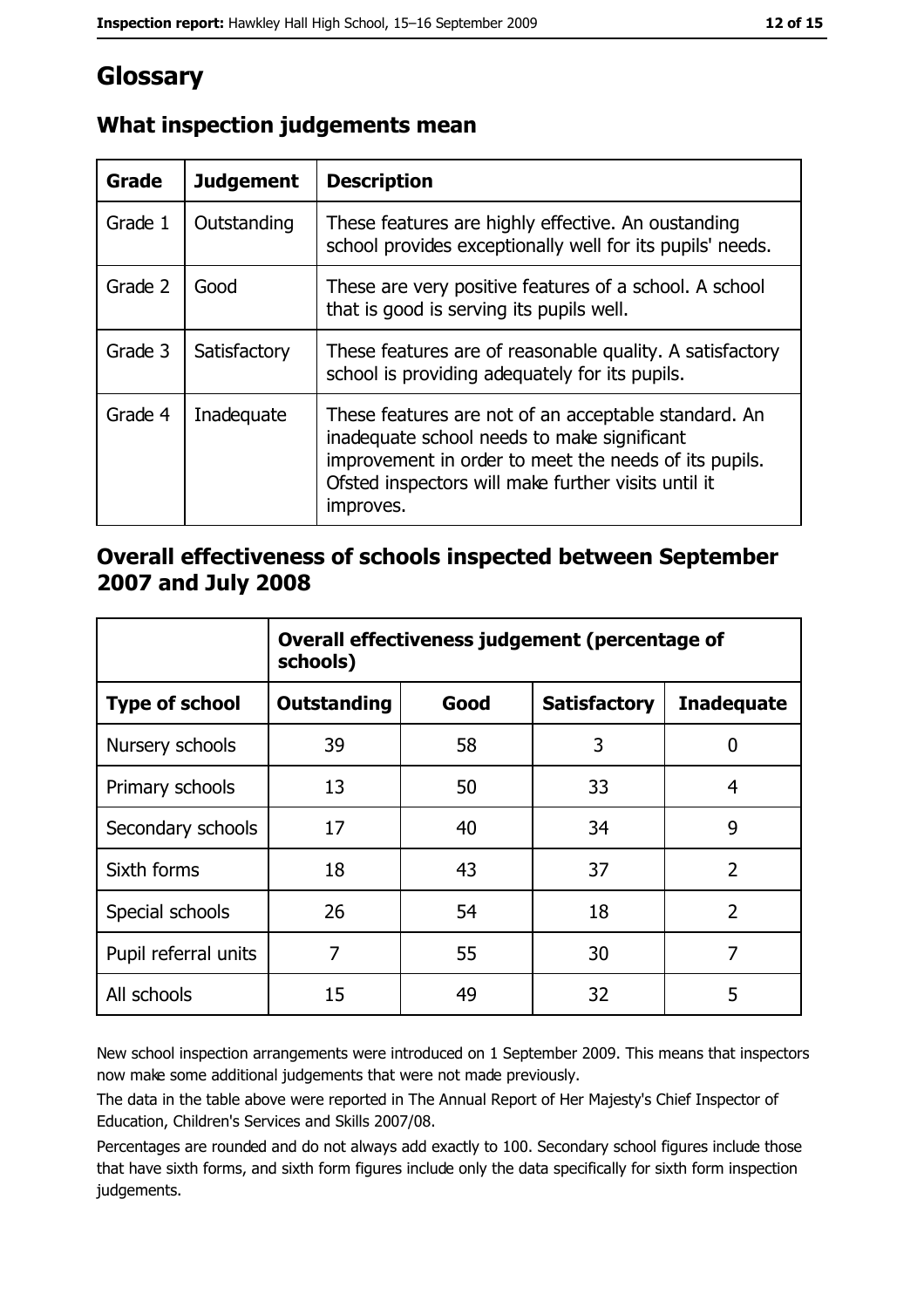# Glossary

## What inspection judgements mean

| Grade | Judgement | Description |
| --- | --- | --- |
| Grade 1 | Outstanding | These features are highly effective. An oustanding school provides exceptionally well for its pupils' needs. |
| Grade 2 | Good | These are very positive features of a school. A school that is good is serving its pupils well. |
| Grade 3 | Satisfactory | These features are of reasonable quality. A satisfactory school is providing adequately for its pupils. |
| Grade 4 | Inadequate | These features are not of an acceptable standard. An inadequate school needs to make significant improvement in order to meet the needs of its pupils. Ofsted inspectors will make further visits until it improves. |

## Overall effectiveness of schools inspected between September 2007 and July 2008

| | Overall effectiveness judgement (percentage of schools) | | | |
| --- | --- | --- | --- | --- |
| **Type of school** | **Outstanding** | **Good** | **Satisfactory** | **Inadequate** |
| Nursery schools | 39 | 58 | 3 | 0 |
| Primary schools | 13 | 50 | 33 | 4 |
| Secondary schools | 17 | 40 | 34 | 9 |
| Sixth forms | 18 | 43 | 37 | 2 |
| Special schools | 26 | 54 | 18 | 2 |
| Pupil referral units | 7 | 55 | 30 | 7 |
| All schools | 15 | 49 | 32 | 5 |

New school inspection arrangements were introduced on 1 September 2009. This means that inspectors now make some additional judgements that were not made previously.

The data in the table above were reported in The Annual Report of Her Majesty's Chief Inspector of Education, Children's Services and Skills 2007/08.

Percentages are rounded and do not always add exactly to 100. Secondary school figures include those that have sixth forms, and sixth form figures include only the data specifically for sixth form inspection judgements.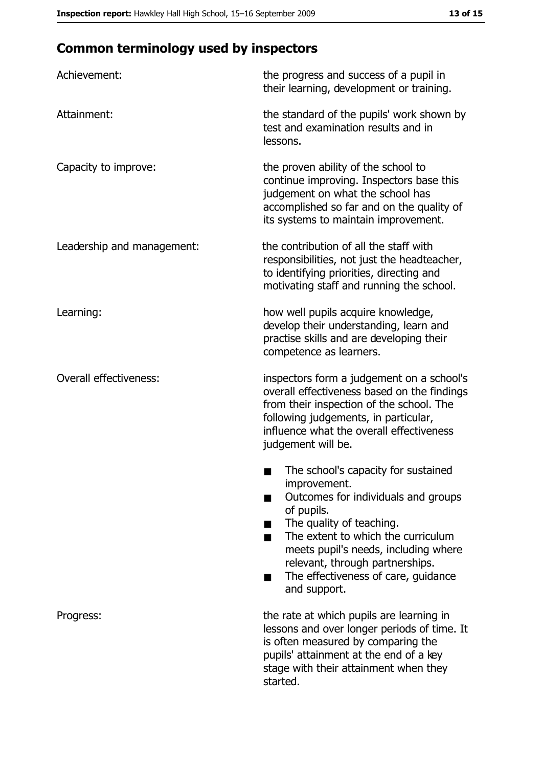## Common terminology used by inspectors

| | |
|---|---|
| Achievement: | the progress and success of a pupil in their learning, development or training. |
| Attainment: | the standard of the pupils' work shown by test and examination results and in lessons. |
| Capacity to improve: | the proven ability of the school to continue improving. Inspectors base this judgement on what the school has accomplished so far and on the quality of its systems to maintain improvement. |
| Leadership and management: | the contribution of all the staff with responsibilities, not just the headteacher, to identifying priorities, directing and motivating staff and running the school. |
| Learning: | how well pupils acquire knowledge, develop their understanding, learn and practise skills and are developing their competence as learners. |
| Overall effectiveness: | inspectors form a judgement on a school's overall effectiveness based on the findings from their inspection of the school. The following judgements, in particular, influence what the overall effectiveness judgement will be.<br>■ The school's capacity for sustained improvement.<br>■ Outcomes for individuals and groups of pupils.<br>■ The quality of teaching.<br>■ The extent to which the curriculum meets pupil's needs, including where relevant, through partnerships.<br>■ The effectiveness of care, guidance and support. |
| Progress: | the rate at which pupils are learning in lessons and over longer periods of time. It is often measured by comparing the pupils' attainment at the end of a key stage with their attainment when they started. |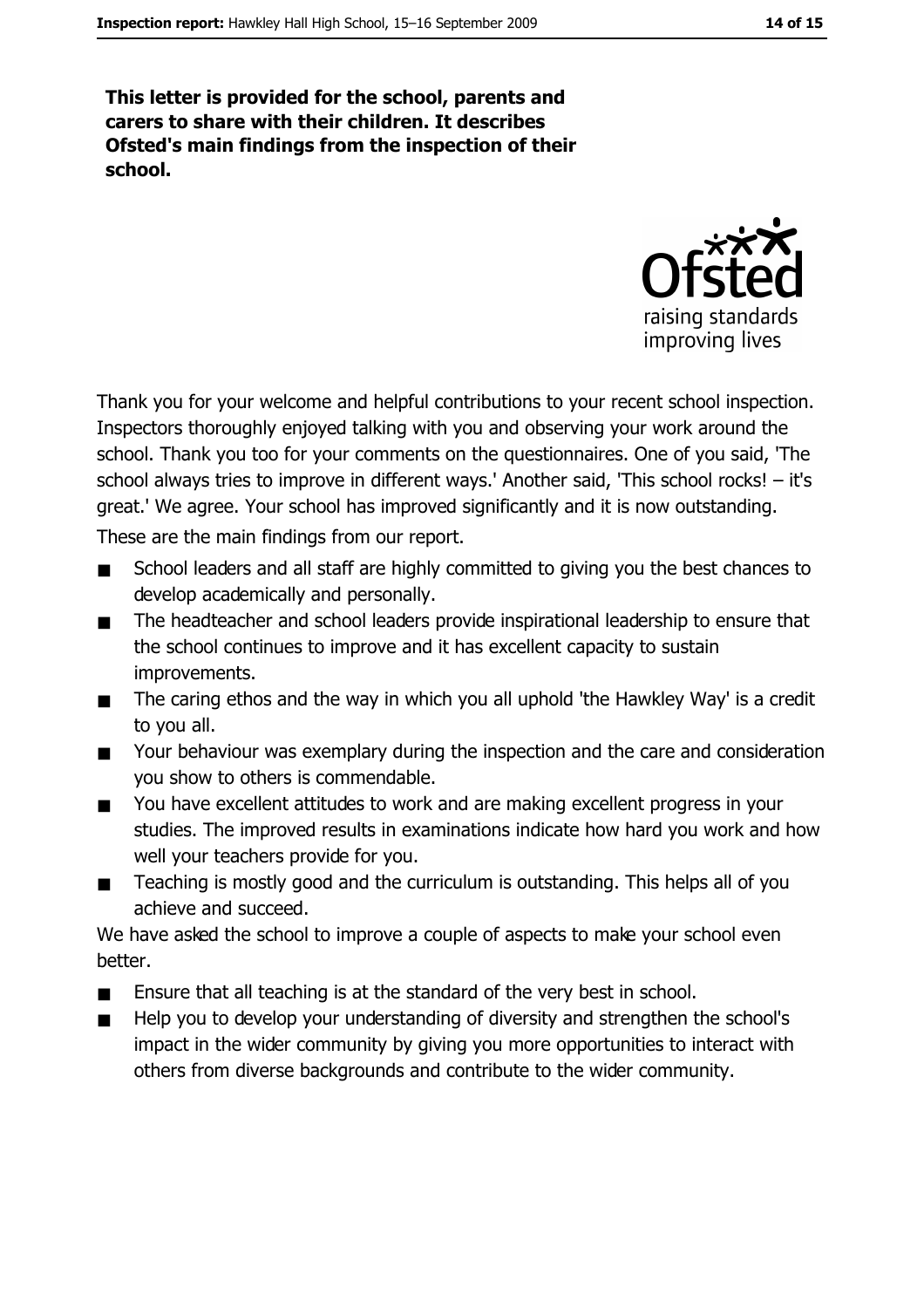**This letter is provided for the school, parents and carers to share with their children. It describes Ofsted's main findings from the inspection of their school.**

Thank you for your welcome and helpful contributions to your recent school inspection. Inspectors thoroughly enjoyed talking with you and observing your work around the school. Thank you too for your comments on the questionnaires. One of you said, 'The school always tries to improve in different ways.' Another said, 'This school rocks! – it's great.' We agree. Your school has improved significantly and it is now outstanding.

These are the main findings from our report.

- School leaders and all staff are highly committed to giving you the best chances to develop academically and personally.
- The headteacher and school leaders provide inspirational leadership to ensure that the school continues to improve and it has excellent capacity to sustain improvements.
- The caring ethos and the way in which you all uphold 'the Hawkley Way' is a credit to you all.
- Your behaviour was exemplary during the inspection and the care and consideration you show to others is commendable.
- You have excellent attitudes to work and are making excellent progress in your studies. The improved results in examinations indicate how hard you work and how well your teachers provide for you.
- Teaching is mostly good and the curriculum is outstanding. This helps all of you achieve and succeed.

We have asked the school to improve a couple of aspects to make your school even better.

- Ensure that all teaching is at the standard of the very best in school.
- Help you to develop your understanding of diversity and strengthen the school's impact in the wider community by giving you more opportunities to interact with others from diverse backgrounds and contribute to the wider community.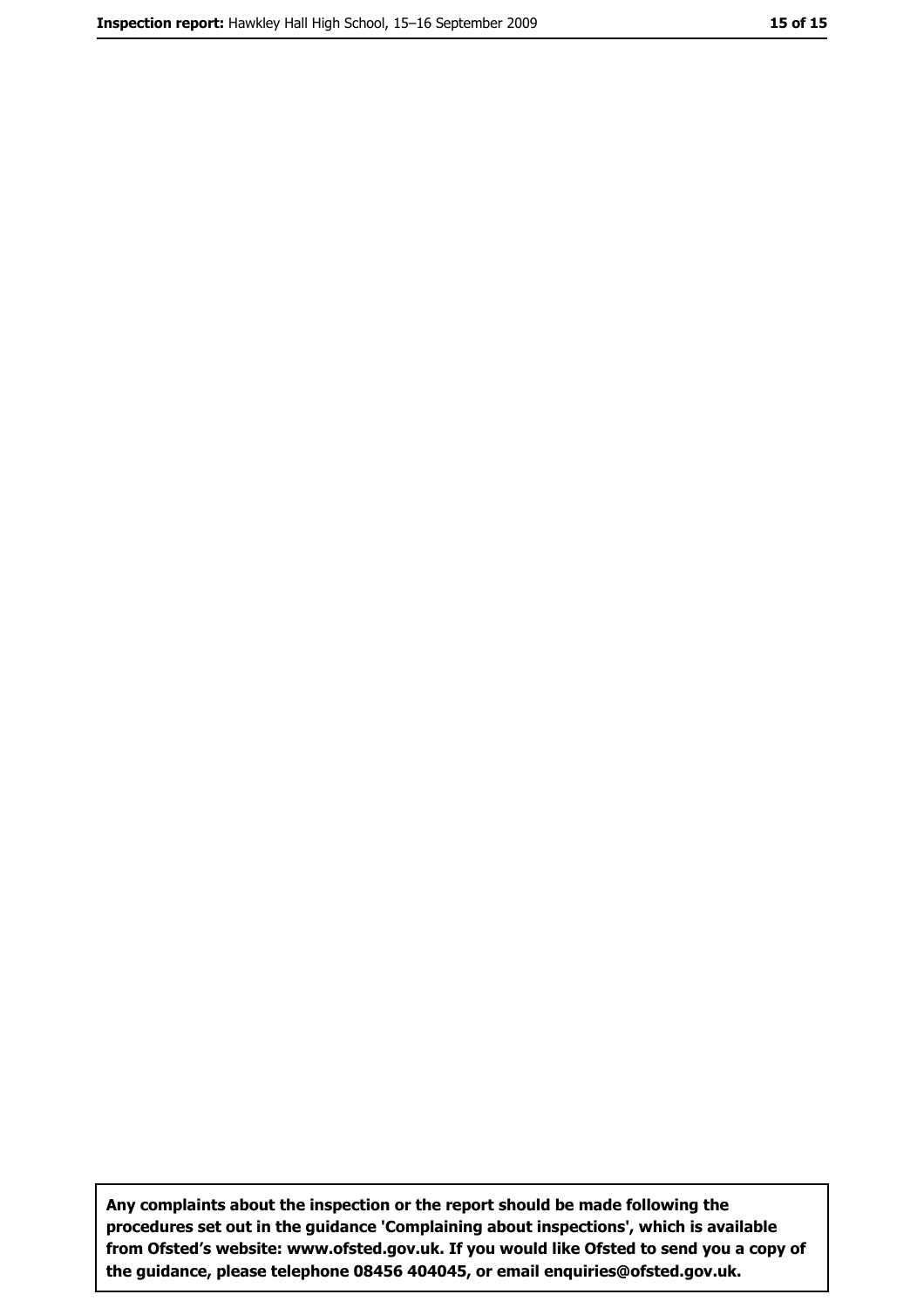**Any complaints about the inspection or the report should be made following the procedures set out in the guidance 'Complaining about inspections', which is available from Ofsted's website: www.ofsted.gov.uk. If you would like Ofsted to send you a copy of the guidance, please telephone 08456 404045, or email enquiries@ofsted.gov.uk.**